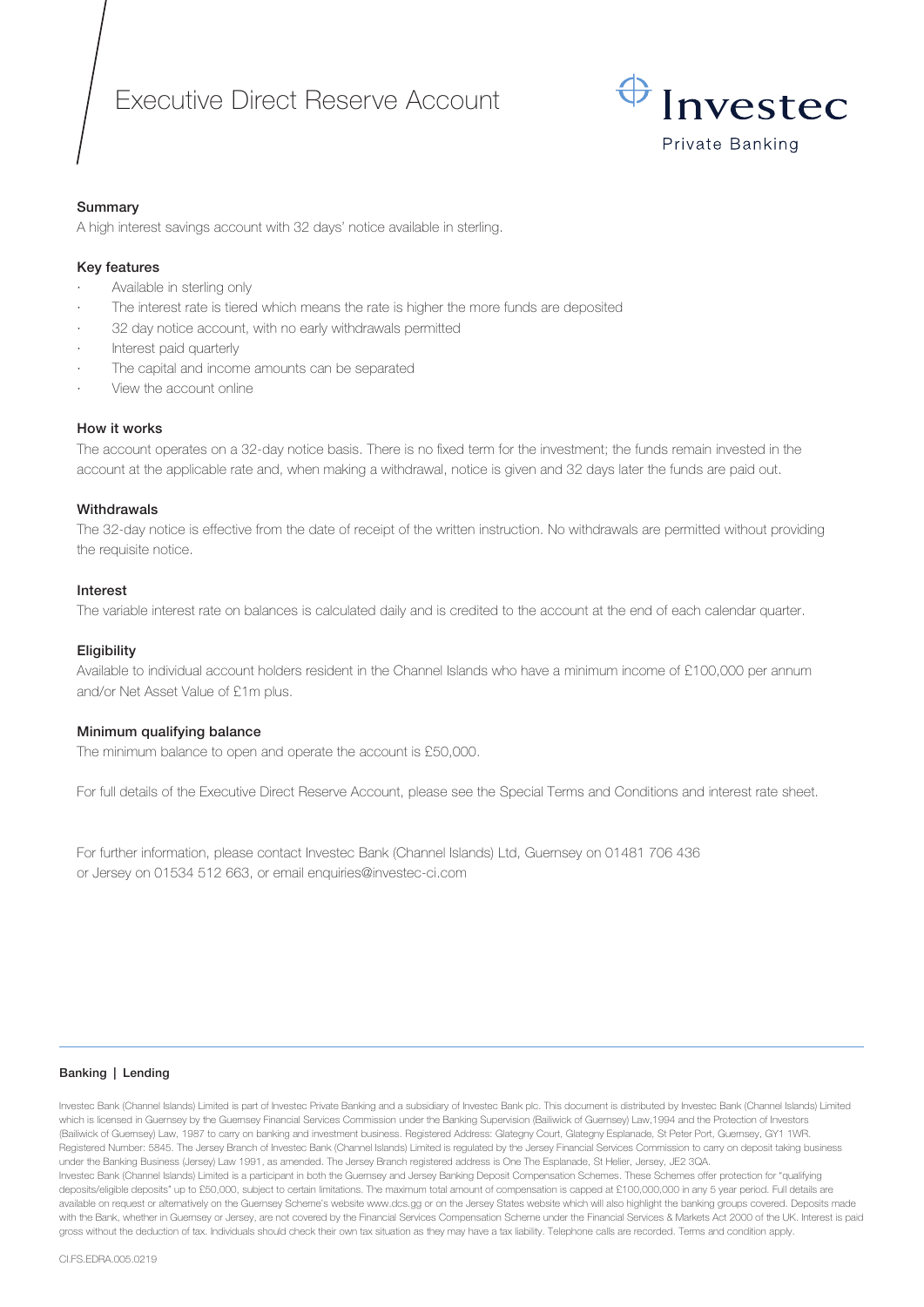# Executive Direct Reserve Account

Investec Private Banking

## Summary

A high interest savings account with 32 days' notice available in sterling.

## Key features

- Available in sterling only
- The interest rate is tiered which means the rate is higher the more funds are deposited
- 32 day notice account, with no early withdrawals permitted
- Interest paid quarterly
- The capital and income amounts can be separated
- View the account online

## How it works

The account operates on a 32-day notice basis. There is no fixed term for the investment; the funds remain invested in the account at the applicable rate and, when making a withdrawal, notice is given and 32 days later the funds are paid out.

## Withdrawals

The 32-day notice is effective from the date of receipt of the written instruction. No withdrawals are permitted without providing the requisite notice.

## Interest

The variable interest rate on balances is calculated daily and is credited to the account at the end of each calendar quarter.

## Eligibility

Available to individual account holders resident in the Channel Islands who have a minimum income of £100,000 per annum and/or Net Asset Value of £1m plus.

## Minimum qualifying balance

The minimum balance to open and operate the account is £50,000.

For full details of the Executive Direct Reserve Account, please see the Special Terms and Conditions and interest rate sheet.

For further information, please contact Investec Bank (Channel Islands) Ltd, Guernsey on 01481 706 436 or Jersey on 01534 512 663, or email enquiries@investec-ci.com

**Banking | Lending**

Investec Bank (Channel Islands) Limited is part of Investec Private Banking and a subsidiary of Investec Bank plc. This document is distributed by Investec Bank (Channel Islands) Limited which is licensed in Guernsey by the Guernsey Financial Services Commission under the Banking Supervision (Bailiwick of Guernsey) Law,1994 and the Protection of Investors (Bailiwick of Guernsey) Law, 1987 to carry on banking and investment business. Registered Address: Glategny Court, Glategny Esplanade, St Peter Port, Guernsey, GY1 1WR. Registered Number: 5845. The Jersey Branch of Investec Bank (Channel Islands) Limited is regulated by the Jersey Financial Services Commission to carry on deposit taking business under the Banking Business (Jersey) Law 1991, as amended. The Jersey Branch registered address is One The Esplanade, St Helier, Jersey, JE2 3QA.
Investec Bank (Channel Islands) Limited is a participant in both the Guernsey and Jersey Banking Deposit Compensation Schemes. These Schemes offer protection for "qualifying deposits/eligible deposits" up to £50,000, subject to certain limitations. The maximum total amount of compensation is capped at £100,000,000 in any 5 year period. Full details are available on request or alternatively on the Guernsey Scheme's website www.dcs.gg or on the Jersey States website which will also highlight the banking groups covered. Deposits made with the Bank, whether in Guernsey or Jersey, are not covered by the Financial Services Compensation Scheme under the Financial Services & Markets Act 2000 of the UK. Interest is paid gross without the deduction of tax. Individuals should check their own tax situation as they may have a tax liability. Telephone calls are recorded. Terms and condition apply.

CI.FS.EDRA.005.0219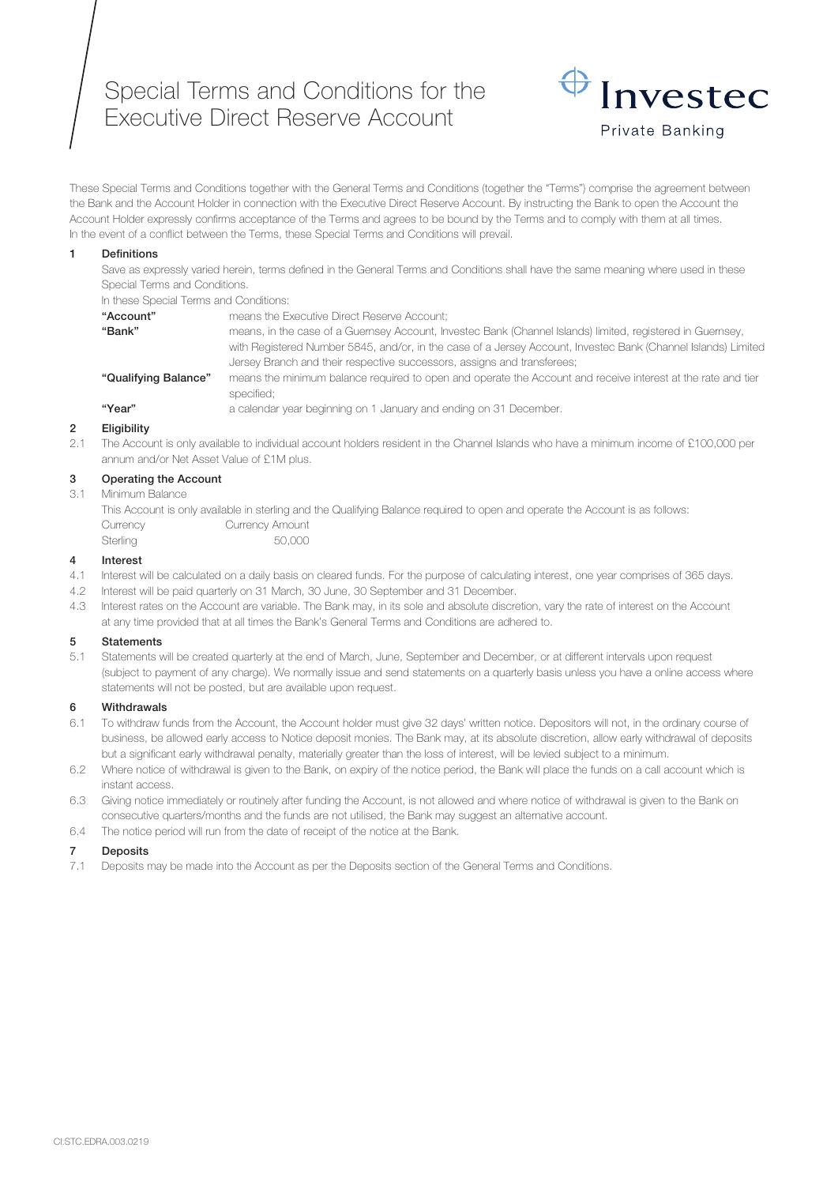# Special Terms and Conditions for the Executive Direct Reserve Account

Investec Private Banking

These Special Terms and Conditions together with the General Terms and Conditions (together the "Terms") comprise the agreement between the Bank and the Account Holder in connection with the Executive Direct Reserve Account. By instructing the Bank to open the Account the Account Holder expressly confirms acceptance of the Terms and agrees to be bound by the Terms and to comply with them at all times. In the event of a conflict between the Terms, these Special Terms and Conditions will prevail.

## 1 Definitions

Save as expressly varied herein, terms defined in the General Terms and Conditions shall have the same meaning where used in these Special Terms and Conditions.

In these Special Terms and Conditions:

| | |
|---|---|
| **"Account"** | means the Executive Direct Reserve Account; |
| **"Bank"** | means, in the case of a Guernsey Account, Investec Bank (Channel Islands) limited, registered in Guernsey, with Registered Number 5845, and/or, in the case of a Jersey Account, Investec Bank (Channel Islands) Limited Jersey Branch and their respective successors, assigns and transferees; |
| **"Qualifying Balance"** | means the minimum balance required to open and operate the Account and receive interest at the rate and tier specified; |
| **"Year"** | a calendar year beginning on 1 January and ending on 31 December. |

## 2 Eligibility

2.1 The Account is only available to individual account holders resident in the Channel Islands who have a minimum income of £100,000 per annum and/or Net Asset Value of £1M plus.

## 3 Operating the Account

3.1 Minimum Balance

This Account is only available in sterling and the Qualifying Balance required to open and operate the Account is as follows:

| Currency | Currency Amount |
|---|---|
| Sterling | 50,000 |

## 4 Interest

4.1 Interest will be calculated on a daily basis on cleared funds. For the purpose of calculating interest, one year comprises of 365 days.

4.2 Interest will be paid quarterly on 31 March, 30 June, 30 September and 31 December.

4.3 Interest rates on the Account are variable. The Bank may, in its sole and absolute discretion, vary the rate of interest on the Account at any time provided that at all times the Bank's General Terms and Conditions are adhered to.

## 5 Statements

5.1 Statements will be created quarterly at the end of March, June, September and December, or at different intervals upon request (subject to payment of any charge). We normally issue and send statements on a quarterly basis unless you have a online access where statements will not be posted, but are available upon request.

## 6 Withdrawals

6.1 To withdraw funds from the Account, the Account holder must give 32 days' written notice. Depositors will not, in the ordinary course of business, be allowed early access to Notice deposit monies. The Bank may, at its absolute discretion, allow early withdrawal of deposits but a significant early withdrawal penalty, materially greater than the loss of interest, will be levied subject to a minimum.

6.2 Where notice of withdrawal is given to the Bank, on expiry of the notice period, the Bank will place the funds on a call account which is instant access.

6.3 Giving notice immediately or routinely after funding the Account, is not allowed and where notice of withdrawal is given to the Bank on consecutive quarters/months and the funds are not utilised, the Bank may suggest an alternative account.

6.4 The notice period will run from the date of receipt of the notice at the Bank.

## 7 Deposits

7.1 Deposits may be made into the Account as per the Deposits section of the General Terms and Conditions.

CI.STC.EDRA.003.0219